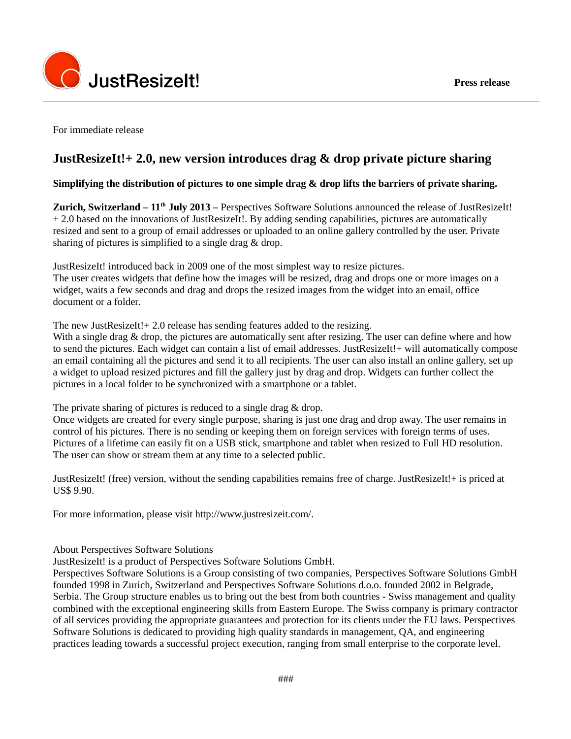JustResizeIt!

**Press release**

For immediate release

# JustResizeIt!+ 2.0, new version introduces drag & drop private picture sharing

**Simplifying the distribution of pictures to one simple drag & drop lifts the barriers of private sharing.**

**Zurich, Switzerland – 11th July 2013 –** Perspectives Software Solutions announced the release of JustResizeIt!+ 2.0 based on the innovations of JustResizeIt!. By adding sending capabilities, pictures are automatically resized and sent to a group of email addresses or uploaded to an online gallery controlled by the user. Private sharing of pictures is simplified to a single drag & drop.

JustResizeIt! introduced back in 2009 one of the most simplest way to resize pictures.
The user creates widgets that define how the images will be resized, drag and drops one or more images on a widget, waits a few seconds and drag and drops the resized images from the widget into an email, office document or a folder.

The new JustResizeIt!+ 2.0 release has sending features added to the resizing.
With a single drag & drop, the pictures are automatically sent after resizing. The user can define where and how to send the pictures. Each widget can contain a list of email addresses. JustResizeIt!+ will automatically compose an email containing all the pictures and send it to all recipients. The user can also install an online gallery, set up a widget to upload resized pictures and fill the gallery just by drag and drop. Widgets can further collect the pictures in a local folder to be synchronized with a smartphone or a tablet.

The private sharing of pictures is reduced to a single drag & drop.
Once widgets are created for every single purpose, sharing is just one drag and drop away. The user remains in control of his pictures. There is no sending or keeping them on foreign services with foreign terms of uses. Pictures of a lifetime can easily fit on a USB stick, smartphone and tablet when resized to Full HD resolution. The user can show or stream them at any time to a selected public.

JustResizeIt! (free) version, without the sending capabilities remains free of charge. JustResizeIt!+ is priced at US$ 9.90.

For more information, please visit http://www.justresizeit.com/.

About Perspectives Software Solutions
JustResizeIt! is a product of Perspectives Software Solutions GmbH.
Perspectives Software Solutions is a Group consisting of two companies, Perspectives Software Solutions GmbH founded 1998 in Zurich, Switzerland and Perspectives Software Solutions d.o.o. founded 2002 in Belgrade, Serbia. The Group structure enables us to bring out the best from both countries - Swiss management and quality combined with the exceptional engineering skills from Eastern Europe. The Swiss company is primary contractor of all services providing the appropriate guarantees and protection for its clients under the EU laws. Perspectives Software Solutions is dedicated to providing high quality standards in management, QA, and engineering practices leading towards a successful project execution, ranging from small enterprise to the corporate level.

###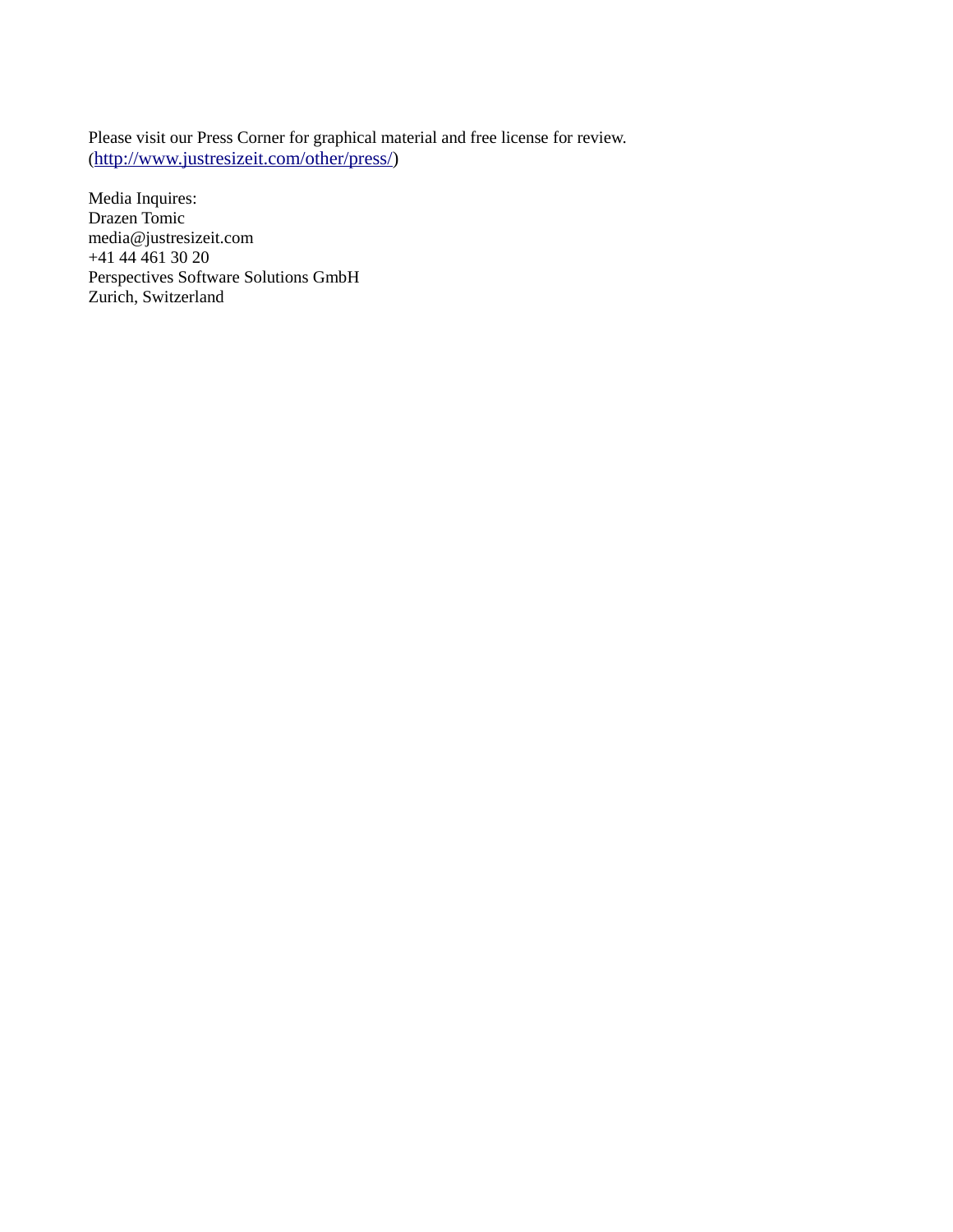Please visit our Press Corner for graphical material and free license for review.
([http://www.justresizeit.com/other/press/](http://www.justresizeit.com/other/press/))

Media Inquires:
Drazen Tomic
media@justresizeit.com
+41 44 461 30 20
Perspectives Software Solutions GmbH
Zurich, Switzerland